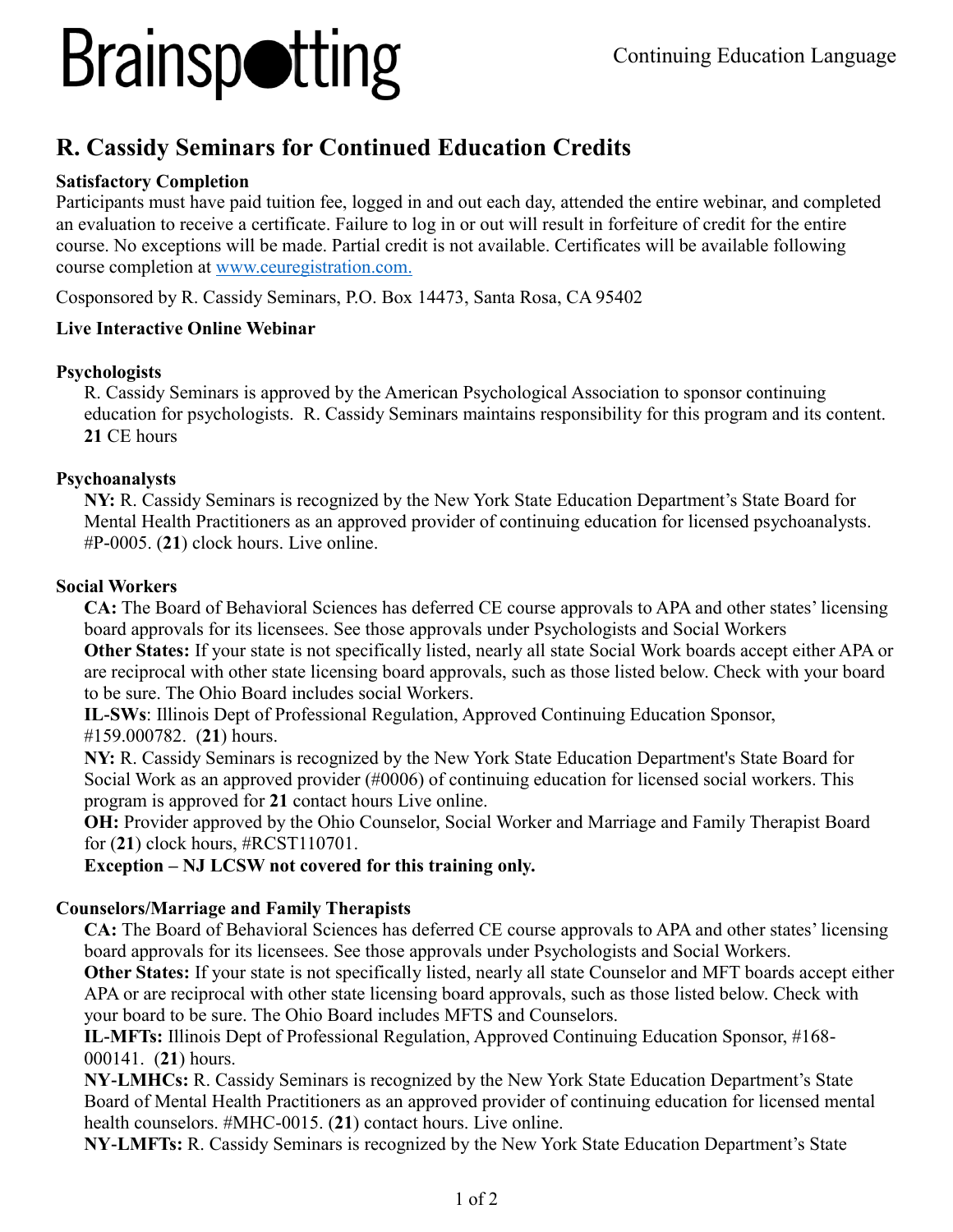# Brainspotting

Continuing Education Language

## R. Cassidy Seminars for Continued Education Credits

**Satisfactory Completion**

Participants must have paid tuition fee, logged in and out each day, attended the entire webinar, and completed an evaluation to receive a certificate. Failure to log in or out will result in forfeiture of credit for the entire course. No exceptions will be made. Partial credit is not available. Certificates will be available following course completion at [www.ceuregistration.com.](http://www.ceuregistration.com)

Cosponsored by R. Cassidy Seminars, P.O. Box 14473, Santa Rosa, CA 95402

**Live Interactive Online Webinar**

**Psychologists**

R. Cassidy Seminars is approved by the American Psychological Association to sponsor continuing education for psychologists. R. Cassidy Seminars maintains responsibility for this program and its content. **21** CE hours

**Psychoanalysts**

**NY:** R. Cassidy Seminars is recognized by the New York State Education Department's State Board for Mental Health Practitioners as an approved provider of continuing education for licensed psychoanalysts. #P-0005. (**21**) clock hours. Live online.

**Social Workers**

**CA:** The Board of Behavioral Sciences has deferred CE course approvals to APA and other states' licensing board approvals for its licensees. See those approvals under Psychologists and Social Workers

**Other States:** If your state is not specifically listed, nearly all state Social Work boards accept either APA or are reciprocal with other state licensing board approvals, such as those listed below. Check with your board to be sure. The Ohio Board includes social Workers.

**IL-SWs**: Illinois Dept of Professional Regulation, Approved Continuing Education Sponsor, #159.000782. (**21**) hours.

**NY:** R. Cassidy Seminars is recognized by the New York State Education Department's State Board for Social Work as an approved provider (#0006) of continuing education for licensed social workers. This program is approved for **21** contact hours Live online.

**OH:** Provider approved by the Ohio Counselor, Social Worker and Marriage and Family Therapist Board for (**21**) clock hours, #RCST110701.

**Exception – NJ LCSW not covered for this training only.**

**Counselors/Marriage and Family Therapists**

**CA:** The Board of Behavioral Sciences has deferred CE course approvals to APA and other states' licensing board approvals for its licensees. See those approvals under Psychologists and Social Workers.

**Other States:** If your state is not specifically listed, nearly all state Counselor and MFT boards accept either APA or are reciprocal with other state licensing board approvals, such as those listed below. Check with your board to be sure. The Ohio Board includes MFTS and Counselors.

**IL-MFTs:** Illinois Dept of Professional Regulation, Approved Continuing Education Sponsor, #168-000141. (**21**) hours.

**NY-LMHCs:** R. Cassidy Seminars is recognized by the New York State Education Department's State Board of Mental Health Practitioners as an approved provider of continuing education for licensed mental health counselors. #MHC-0015. (**21**) contact hours. Live online.

**NY-LMFTs:** R. Cassidy Seminars is recognized by the New York State Education Department's State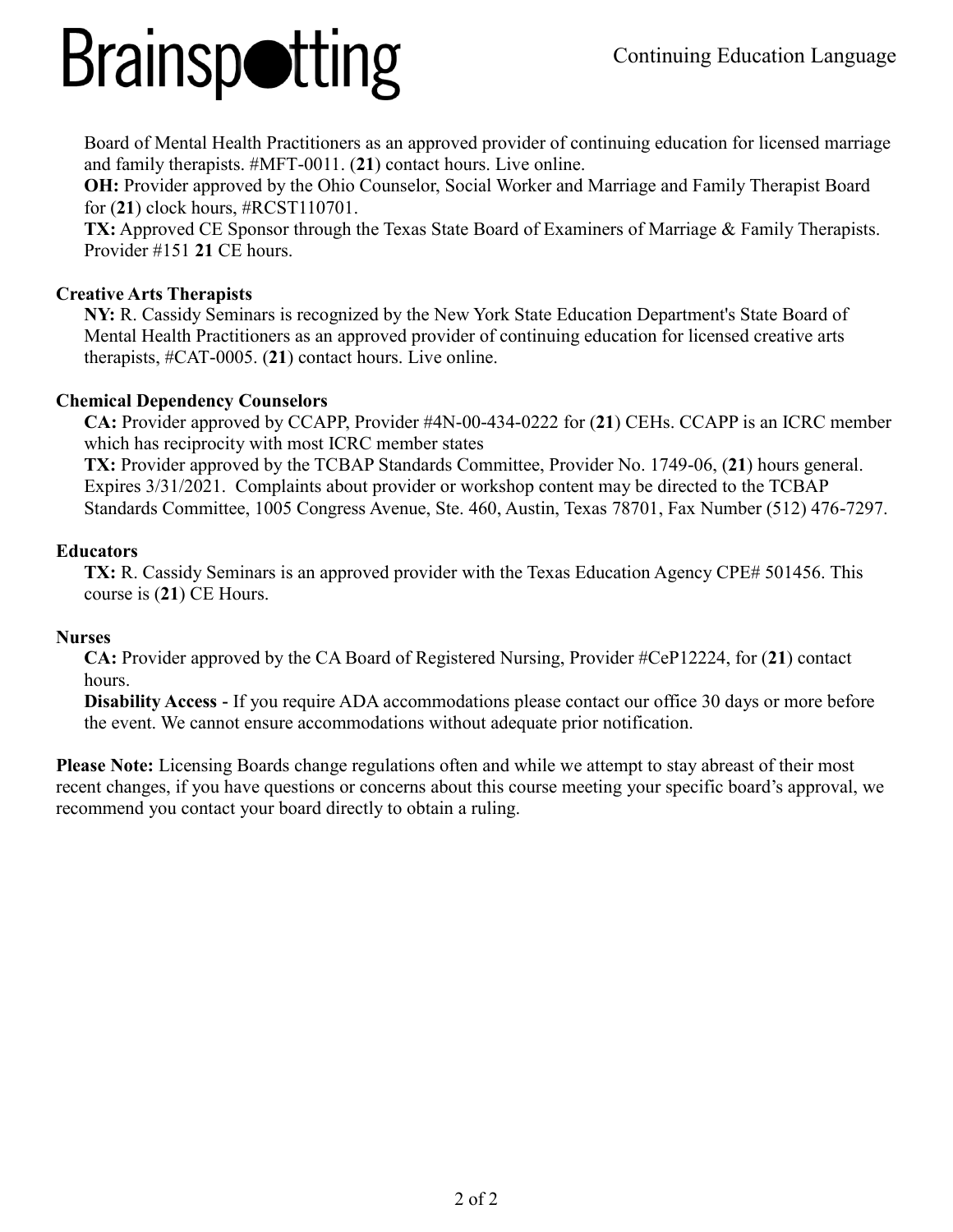Board of Mental Health Practitioners as an approved provider of continuing education for licensed marriage and family therapists. #MFT-0011. (**21**) contact hours. Live online.

**OH:** Provider approved by the Ohio Counselor, Social Worker and Marriage and Family Therapist Board for (**21**) clock hours, #RCST110701.

**TX:** Approved CE Sponsor through the Texas State Board of Examiners of Marriage & Family Therapists. Provider #151 **21** CE hours.

**Creative Arts Therapists**

**NY:** R. Cassidy Seminars is recognized by the New York State Education Department's State Board of Mental Health Practitioners as an approved provider of continuing education for licensed creative arts therapists, #CAT-0005. (**21**) contact hours. Live online.

**Chemical Dependency Counselors**

**CA:** Provider approved by CCAPP, Provider #4N-00-434-0222 for (**21**) CEHs. CCAPP is an ICRC member which has reciprocity with most ICRC member states

**TX:** Provider approved by the TCBAP Standards Committee, Provider No. 1749-06, (**21**) hours general. Expires 3/31/2021. Complaints about provider or workshop content may be directed to the TCBAP Standards Committee, 1005 Congress Avenue, Ste. 460, Austin, Texas 78701, Fax Number (512) 476-7297.

**Educators**

**TX:** R. Cassidy Seminars is an approved provider with the Texas Education Agency CPE# 501456. This course is (**21**) CE Hours.

**Nurses**

**CA:** Provider approved by the CA Board of Registered Nursing, Provider #CeP12224, for (**21**) contact hours.

**Disability Access -** If you require ADA accommodations please contact our office 30 days or more before the event. We cannot ensure accommodations without adequate prior notification.

**Please Note:** Licensing Boards change regulations often and while we attempt to stay abreast of their most recent changes, if you have questions or concerns about this course meeting your specific board's approval, we recommend you contact your board directly to obtain a ruling.